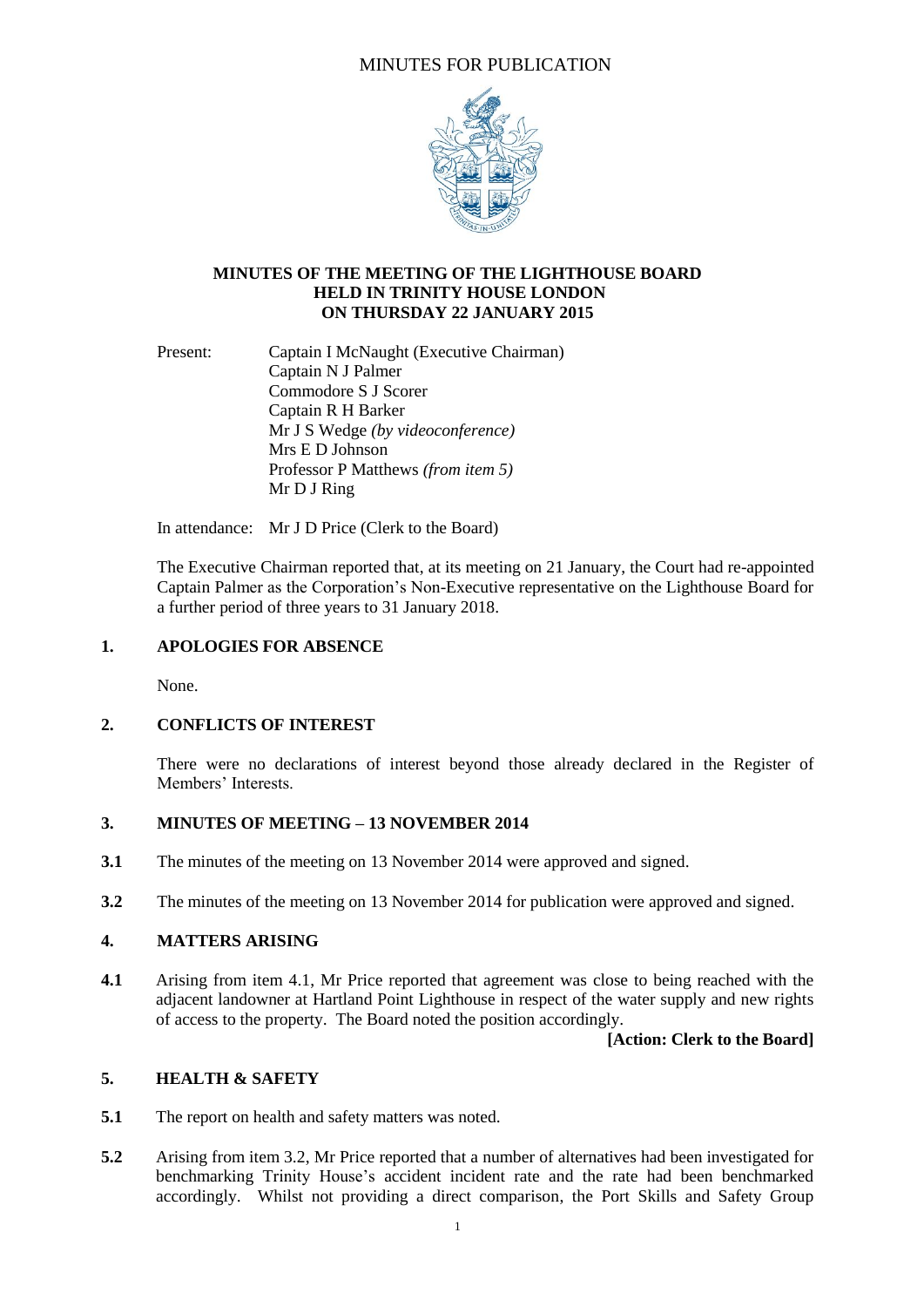MINUTES FOR PUBLICATION

# MINUTES OF THE MEETING OF THE LIGHTHOUSE BOARD HELD IN TRINITY HOUSE LONDON ON THURSDAY 22 JANUARY 2015

Present: Captain I McNaught (Executive Chairman)
Captain N J Palmer
Commodore S J Scorer
Captain R H Barker
Mr J S Wedge *(by videoconference)*
Mrs E D Johnson
Professor P Matthews *(from item 5)*
Mr D J Ring

In attendance: Mr J D Price (Clerk to the Board)

The Executive Chairman reported that, at its meeting on 21 January, the Court had re-appointed Captain Palmer as the Corporation's Non-Executive representative on the Lighthouse Board for a further period of three years to 31 January 2018.

## 1. APOLOGIES FOR ABSENCE

None.

## 2. CONFLICTS OF INTEREST

There were no declarations of interest beyond those already declared in the Register of Members' Interests.

## 3. MINUTES OF MEETING – 13 NOVEMBER 2014

**3.1** The minutes of the meeting on 13 November 2014 were approved and signed.

**3.2** The minutes of the meeting on 13 November 2014 for publication were approved and signed.

## 4. MATTERS ARISING

**4.1** Arising from item 4.1, Mr Price reported that agreement was close to being reached with the adjacent landowner at Hartland Point Lighthouse in respect of the water supply and new rights of access to the property. The Board noted the position accordingly.

**[Action: Clerk to the Board]**

## 5. HEALTH & SAFETY

**5.1** The report on health and safety matters was noted.

**5.2** Arising from item 3.2, Mr Price reported that a number of alternatives had been investigated for benchmarking Trinity House's accident incident rate and the rate had been benchmarked accordingly. Whilst not providing a direct comparison, the Port Skills and Safety Group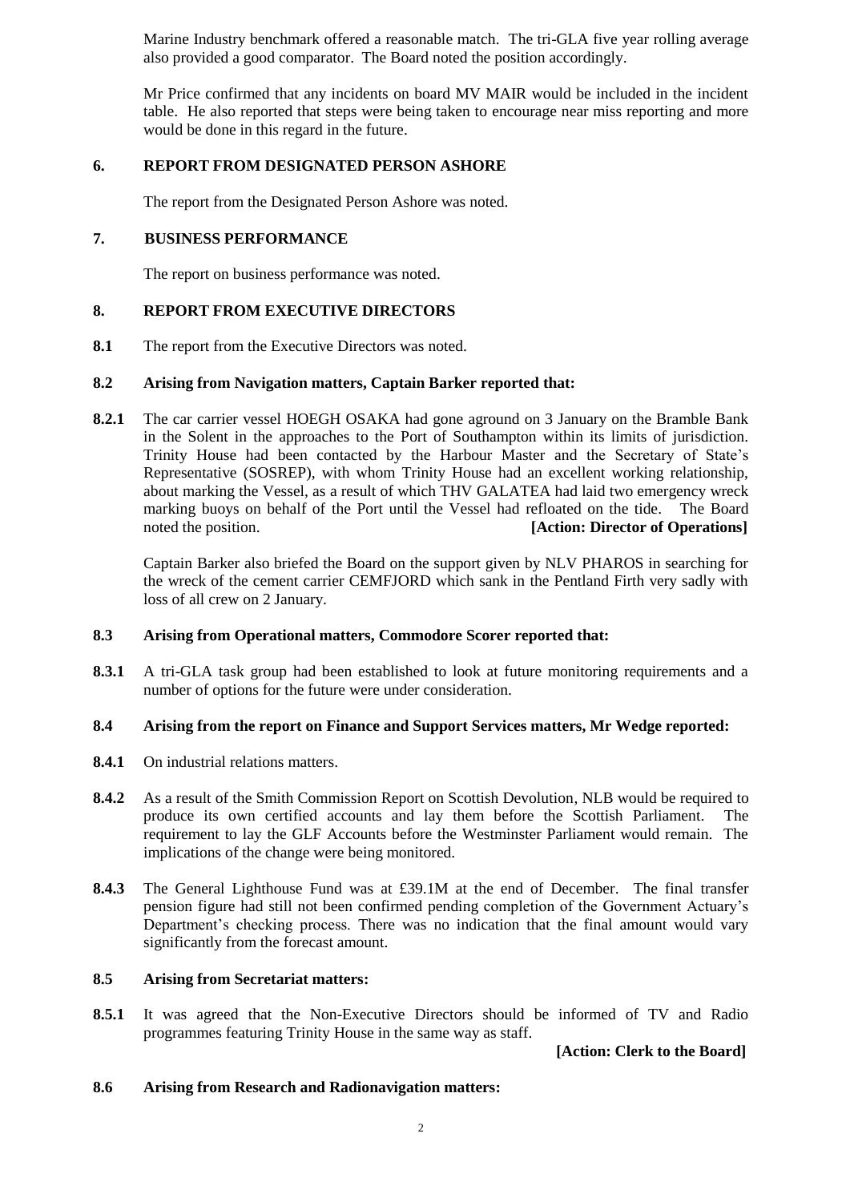Marine Industry benchmark offered a reasonable match. The tri-GLA five year rolling average also provided a good comparator. The Board noted the position accordingly.

Mr Price confirmed that any incidents on board MV MAIR would be included in the incident table. He also reported that steps were being taken to encourage near miss reporting and more would be done in this regard in the future.

## 6. REPORT FROM DESIGNATED PERSON ASHORE

The report from the Designated Person Ashore was noted.

## 7. BUSINESS PERFORMANCE

The report on business performance was noted.

## 8. REPORT FROM EXECUTIVE DIRECTORS

**8.1** The report from the Executive Directors was noted.

### 8.2 Arising from Navigation matters, Captain Barker reported that:

**8.2.1** The car carrier vessel HOEGH OSAKA had gone aground on 3 January on the Bramble Bank in the Solent in the approaches to the Port of Southampton within its limits of jurisdiction. Trinity House had been contacted by the Harbour Master and the Secretary of State's Representative (SOSREP), with whom Trinity House had an excellent working relationship, about marking the Vessel, as a result of which THV GALATEA had laid two emergency wreck marking buoys on behalf of the Port until the Vessel had refloated on the tide. The Board noted the position. **[Action: Director of Operations]**

Captain Barker also briefed the Board on the support given by NLV PHAROS in searching for the wreck of the cement carrier CEMFJORD which sank in the Pentland Firth very sadly with loss of all crew on 2 January.

### 8.3 Arising from Operational matters, Commodore Scorer reported that:

**8.3.1** A tri-GLA task group had been established to look at future monitoring requirements and a number of options for the future were under consideration.

### 8.4 Arising from the report on Finance and Support Services matters, Mr Wedge reported:

**8.4.1** On industrial relations matters.

**8.4.2** As a result of the Smith Commission Report on Scottish Devolution, NLB would be required to produce its own certified accounts and lay them before the Scottish Parliament. The requirement to lay the GLF Accounts before the Westminster Parliament would remain. The implications of the change were being monitored.

**8.4.3** The General Lighthouse Fund was at £39.1M at the end of December. The final transfer pension figure had still not been confirmed pending completion of the Government Actuary's Department's checking process. There was no indication that the final amount would vary significantly from the forecast amount.

### 8.5 Arising from Secretariat matters:

**8.5.1** It was agreed that the Non-Executive Directors should be informed of TV and Radio programmes featuring Trinity House in the same way as staff.

**[Action: Clerk to the Board]**

### 8.6 Arising from Research and Radionavigation matters: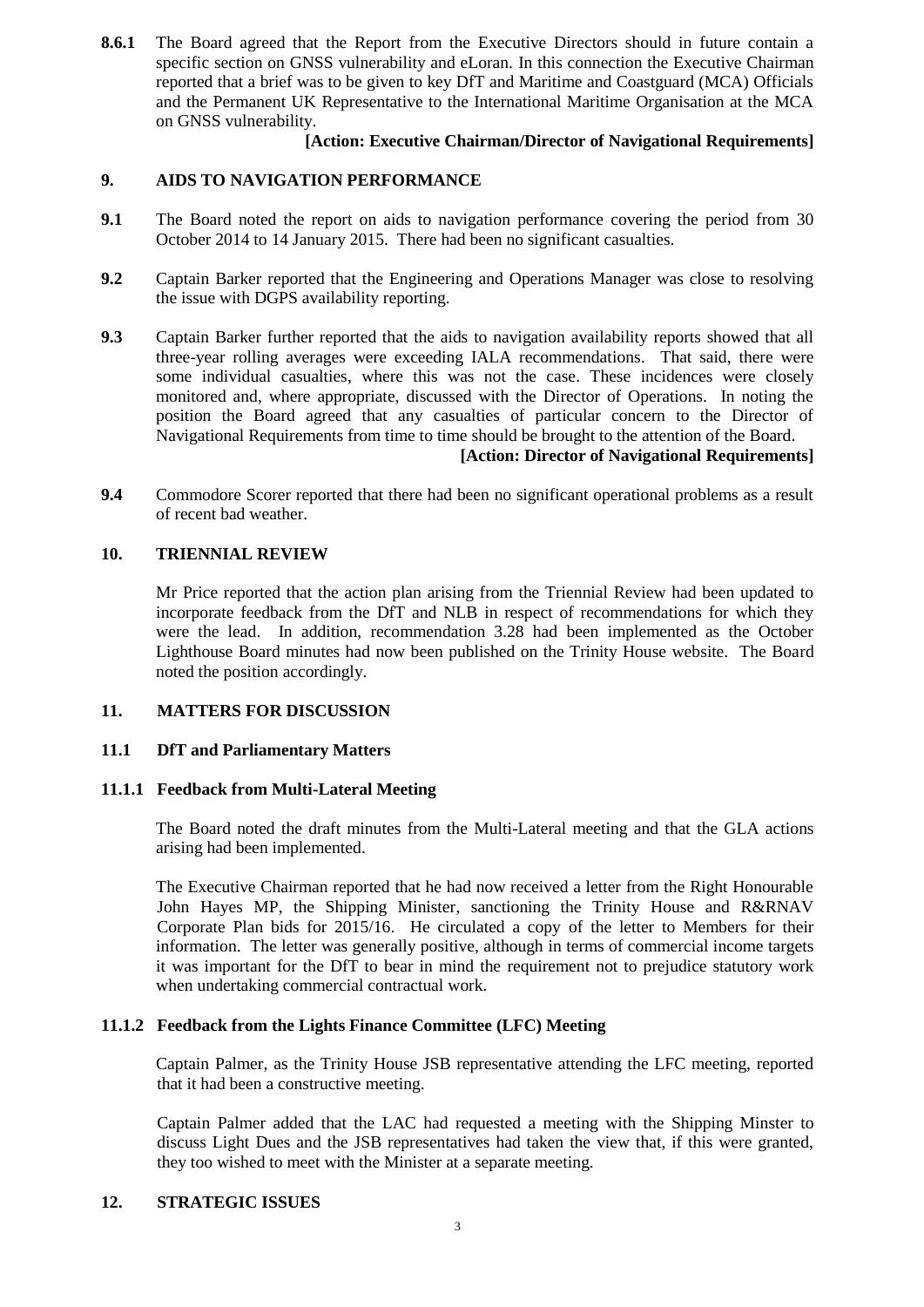**8.6.1** The Board agreed that the Report from the Executive Directors should in future contain a specific section on GNSS vulnerability and eLoran. In this connection the Executive Chairman reported that a brief was to be given to key DfT and Maritime and Coastguard (MCA) Officials and the Permanent UK Representative to the International Maritime Organisation at the MCA on GNSS vulnerability.

**[Action: Executive Chairman/Director of Navigational Requirements]**

## 9. AIDS TO NAVIGATION PERFORMANCE

**9.1** The Board noted the report on aids to navigation performance covering the period from 30 October 2014 to 14 January 2015. There had been no significant casualties.

**9.2** Captain Barker reported that the Engineering and Operations Manager was close to resolving the issue with DGPS availability reporting.

**9.3** Captain Barker further reported that the aids to navigation availability reports showed that all three-year rolling averages were exceeding IALA recommendations. That said, there were some individual casualties, where this was not the case. These incidences were closely monitored and, where appropriate, discussed with the Director of Operations. In noting the position the Board agreed that any casualties of particular concern to the Director of Navigational Requirements from time to time should be brought to the attention of the Board.

**[Action: Director of Navigational Requirements]**

**9.4** Commodore Scorer reported that there had been no significant operational problems as a result of recent bad weather.

## 10. TRIENNIAL REVIEW

Mr Price reported that the action plan arising from the Triennial Review had been updated to incorporate feedback from the DfT and NLB in respect of recommendations for which they were the lead. In addition, recommendation 3.28 had been implemented as the October Lighthouse Board minutes had now been published on the Trinity House website. The Board noted the position accordingly.

## 11. MATTERS FOR DISCUSSION

### 11.1 DfT and Parliamentary Matters

#### 11.1.1 Feedback from Multi-Lateral Meeting

The Board noted the draft minutes from the Multi-Lateral meeting and that the GLA actions arising had been implemented.

The Executive Chairman reported that he had now received a letter from the Right Honourable John Hayes MP, the Shipping Minister, sanctioning the Trinity House and R&RNAV Corporate Plan bids for 2015/16. He circulated a copy of the letter to Members for their information. The letter was generally positive, although in terms of commercial income targets it was important for the DfT to bear in mind the requirement not to prejudice statutory work when undertaking commercial contractual work.

#### 11.1.2 Feedback from the Lights Finance Committee (LFC) Meeting

Captain Palmer, as the Trinity House JSB representative attending the LFC meeting, reported that it had been a constructive meeting.

Captain Palmer added that the LAC had requested a meeting with the Shipping Minster to discuss Light Dues and the JSB representatives had taken the view that, if this were granted, they too wished to meet with the Minister at a separate meeting.

## 12. STRATEGIC ISSUES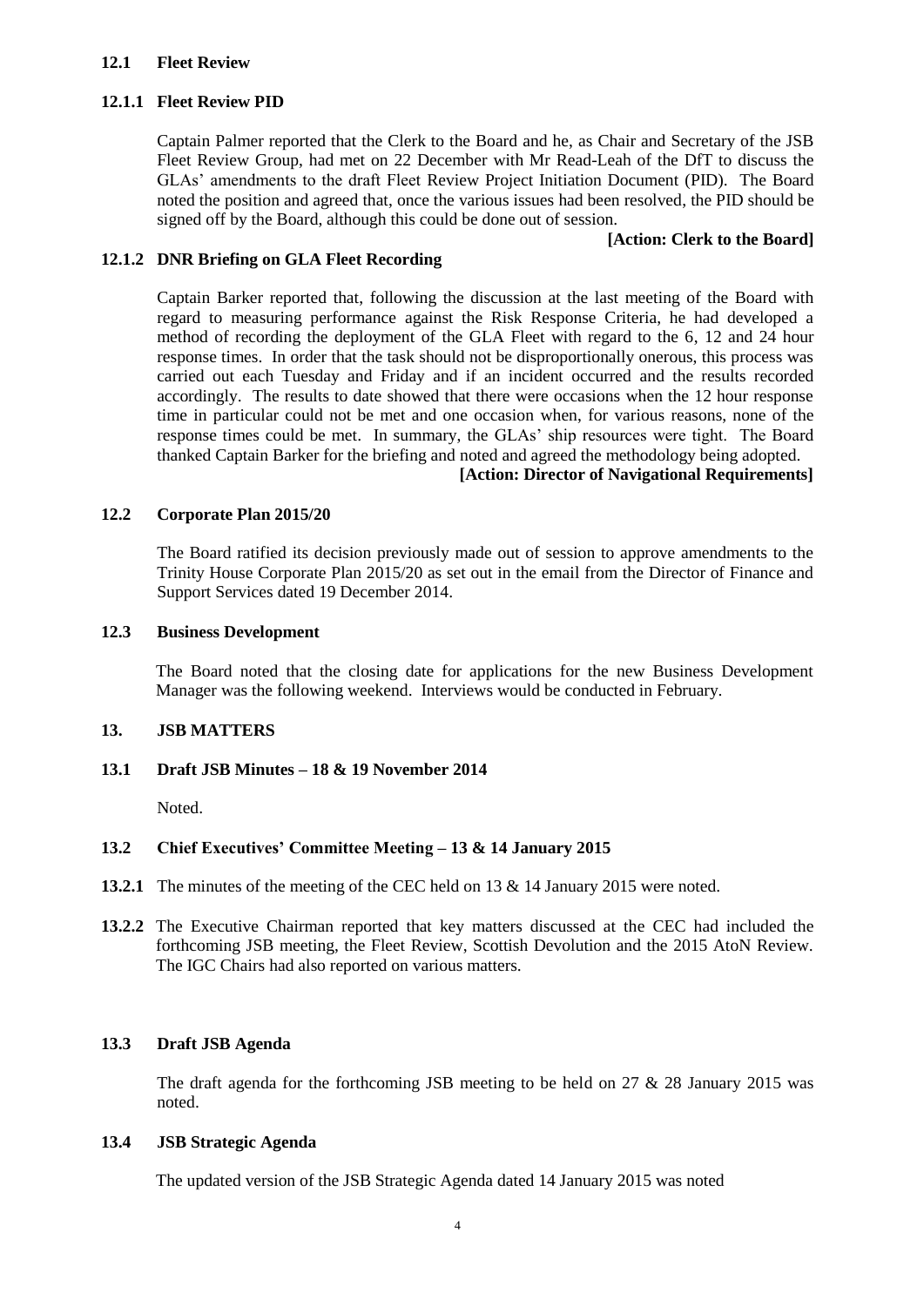### 12.1 Fleet Review

#### 12.1.1 Fleet Review PID

Captain Palmer reported that the Clerk to the Board and he, as Chair and Secretary of the JSB Fleet Review Group, had met on 22 December with Mr Read-Leah of the DfT to discuss the GLAs' amendments to the draft Fleet Review Project Initiation Document (PID). The Board noted the position and agreed that, once the various issues had been resolved, the PID should be signed off by the Board, although this could be done out of session.

**[Action: Clerk to the Board]**

#### 12.1.2 DNR Briefing on GLA Fleet Recording

Captain Barker reported that, following the discussion at the last meeting of the Board with regard to measuring performance against the Risk Response Criteria, he had developed a method of recording the deployment of the GLA Fleet with regard to the 6, 12 and 24 hour response times. In order that the task should not be disproportionally onerous, this process was carried out each Tuesday and Friday and if an incident occurred and the results recorded accordingly. The results to date showed that there were occasions when the 12 hour response time in particular could not be met and one occasion when, for various reasons, none of the response times could be met. In summary, the GLAs' ship resources were tight. The Board thanked Captain Barker for the briefing and noted and agreed the methodology being adopted.

**[Action: Director of Navigational Requirements]**

### 12.2 Corporate Plan 2015/20

The Board ratified its decision previously made out of session to approve amendments to the Trinity House Corporate Plan 2015/20 as set out in the email from the Director of Finance and Support Services dated 19 December 2014.

### 12.3 Business Development

The Board noted that the closing date for applications for the new Business Development Manager was the following weekend. Interviews would be conducted in February.

## 13. JSB MATTERS

### 13.1 Draft JSB Minutes – 18 & 19 November 2014

Noted.

### 13.2 Chief Executives' Committee Meeting – 13 & 14 January 2015

**13.2.1** The minutes of the meeting of the CEC held on 13 & 14 January 2015 were noted.

**13.2.2** The Executive Chairman reported that key matters discussed at the CEC had included the forthcoming JSB meeting, the Fleet Review, Scottish Devolution and the 2015 AtoN Review. The IGC Chairs had also reported on various matters.

### 13.3 Draft JSB Agenda

The draft agenda for the forthcoming JSB meeting to be held on 27 & 28 January 2015 was noted.

### 13.4 JSB Strategic Agenda

The updated version of the JSB Strategic Agenda dated 14 January 2015 was noted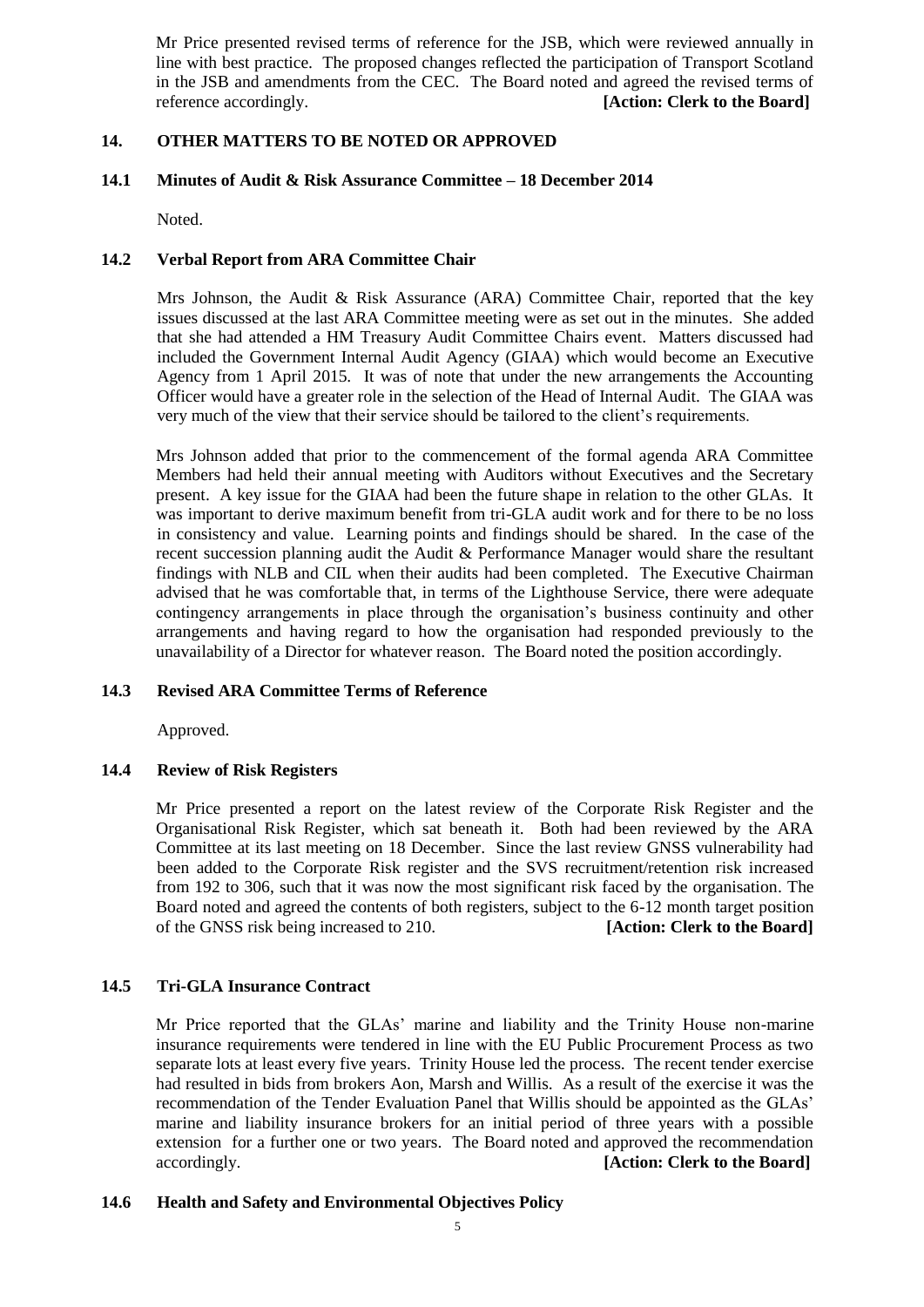Mr Price presented revised terms of reference for the JSB, which were reviewed annually in line with best practice. The proposed changes reflected the participation of Transport Scotland in the JSB and amendments from the CEC. The Board noted and agreed the revised terms of reference accordingly. **[Action: Clerk to the Board]**

## 14. OTHER MATTERS TO BE NOTED OR APPROVED

### 14.1 Minutes of Audit & Risk Assurance Committee – 18 December 2014

Noted.

### 14.2 Verbal Report from ARA Committee Chair

Mrs Johnson, the Audit & Risk Assurance (ARA) Committee Chair, reported that the key issues discussed at the last ARA Committee meeting were as set out in the minutes. She added that she had attended a HM Treasury Audit Committee Chairs event. Matters discussed had included the Government Internal Audit Agency (GIAA) which would become an Executive Agency from 1 April 2015. It was of note that under the new arrangements the Accounting Officer would have a greater role in the selection of the Head of Internal Audit. The GIAA was very much of the view that their service should be tailored to the client's requirements.

Mrs Johnson added that prior to the commencement of the formal agenda ARA Committee Members had held their annual meeting with Auditors without Executives and the Secretary present. A key issue for the GIAA had been the future shape in relation to the other GLAs. It was important to derive maximum benefit from tri-GLA audit work and for there to be no loss in consistency and value. Learning points and findings should be shared. In the case of the recent succession planning audit the Audit & Performance Manager would share the resultant findings with NLB and CIL when their audits had been completed. The Executive Chairman advised that he was comfortable that, in terms of the Lighthouse Service, there were adequate contingency arrangements in place through the organisation's business continuity and other arrangements and having regard to how the organisation had responded previously to the unavailability of a Director for whatever reason. The Board noted the position accordingly.

### 14.3 Revised ARA Committee Terms of Reference

Approved.

### 14.4 Review of Risk Registers

Mr Price presented a report on the latest review of the Corporate Risk Register and the Organisational Risk Register, which sat beneath it. Both had been reviewed by the ARA Committee at its last meeting on 18 December. Since the last review GNSS vulnerability had been added to the Corporate Risk register and the SVS recruitment/retention risk increased from 192 to 306, such that it was now the most significant risk faced by the organisation. The Board noted and agreed the contents of both registers, subject to the 6-12 month target position of the GNSS risk being increased to 210. **[Action: Clerk to the Board]**

### 14.5 Tri-GLA Insurance Contract

Mr Price reported that the GLAs' marine and liability and the Trinity House non-marine insurance requirements were tendered in line with the EU Public Procurement Process as two separate lots at least every five years. Trinity House led the process. The recent tender exercise had resulted in bids from brokers Aon, Marsh and Willis. As a result of the exercise it was the recommendation of the Tender Evaluation Panel that Willis should be appointed as the GLAs' marine and liability insurance brokers for an initial period of three years with a possible extension for a further one or two years. The Board noted and approved the recommendation accordingly. **[Action: Clerk to the Board]**

### 14.6 Health and Safety and Environmental Objectives Policy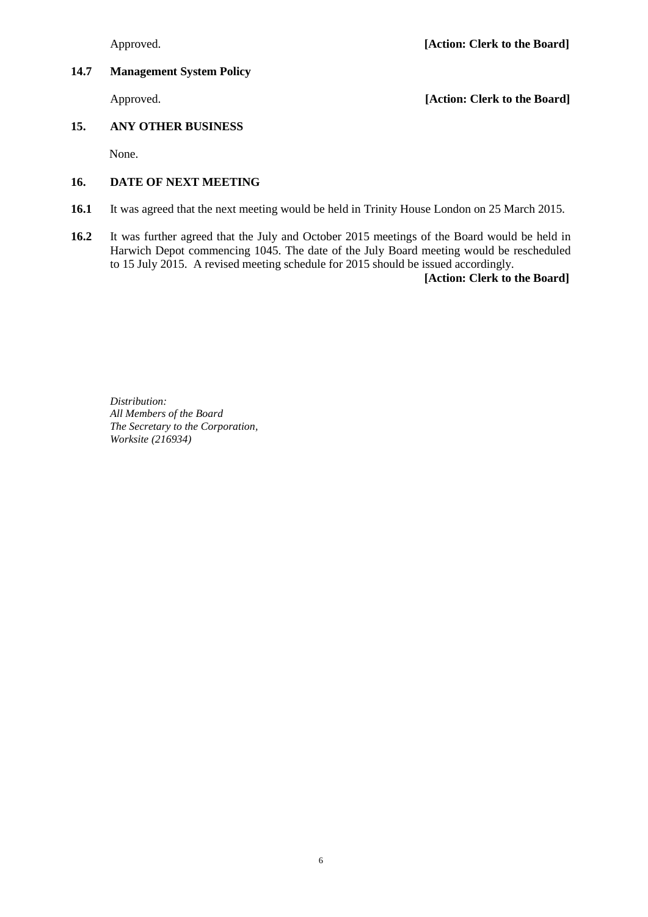Approved. **[Action: Clerk to the Board]**

**14.7 Management System Policy**

Approved. **[Action: Clerk to the Board]**

## 15. ANY OTHER BUSINESS

None.

## 16. DATE OF NEXT MEETING

**16.1** It was agreed that the next meeting would be held in Trinity House London on 25 March 2015.

**16.2** It was further agreed that the July and October 2015 meetings of the Board would be held in Harwich Depot commencing 1045. The date of the July Board meeting would be rescheduled to 15 July 2015. A revised meeting schedule for 2015 should be issued accordingly.
**[Action: Clerk to the Board]**

*Distribution:*
*All Members of the Board*
*The Secretary to the Corporation,*
*Worksite (216934)*